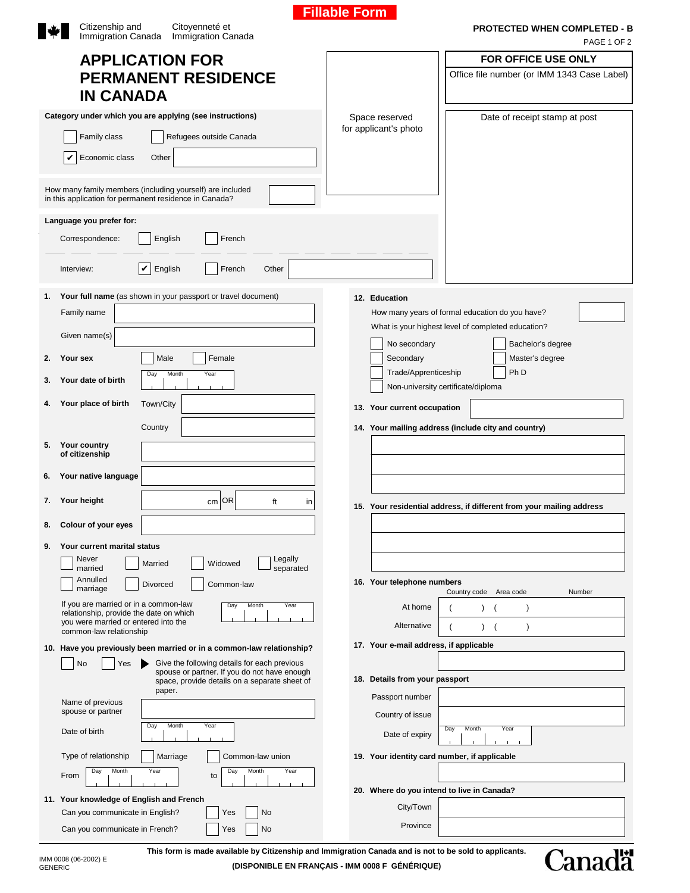Fillable Form

Citizenship and Immigration Canada / Citoyenneté et Immigration Canada

**PROTECTED WHEN COMPLETED - B**

# APPLICATION FOR PERMANENT RESIDENCE IN CANADA

Space reserved for applicant's photo

**FOR OFFICE USE ONLY**

Office file number (or IMM 1343 Case Label)

Date of receipt stamp at post

**Category under which you are applying (see instructions)**

- [ ] Family class
- [ ] Refugees outside Canada
- [x] Economic class
- Other: ______

How many family members (including yourself) are included in this application for permanent residence in Canada? ______

**Language you prefer for:**

Correspondence: [ ] English [ ] French

Interview: [x] English [ ] French Other: ______

**1. Your full name** (as shown in your passport or travel document)

Family name: ______

Given name(s): ______

**2. Your sex** [ ] Male [ ] Female

**3. Your date of birth** Day / Month / Year

**4. Your place of birth** Town/City: ______ Country: ______

**5. Your country of citizenship** ______

**6. Your native language** ______

**7. Your height** ______ cm OR ______ ft ______ in

**8. Colour of your eyes** ______

**9. Your current marital status**

- [ ] Never married
- [ ] Married
- [ ] Widowed
- [ ] Legally separated
- [ ] Annulled marriage
- [ ] Divorced
- [ ] Common-law

If you are married or in a common-law relationship, provide the date on which you were married or entered into the common-law relationship: Day / Month / Year

**10. Have you previously been married or in a common-law relationship?**

[ ] No [ ] Yes ▶ Give the following details for each previous spouse or partner. If you do not have enough space, provide details on a separate sheet of paper.

Name of previous spouse or partner: ______

Date of birth: Day / Month / Year

Type of relationship: [ ] Marriage [ ] Common-law union

From: Day / Month / Year to Day / Month / Year

**11. Your knowledge of English and French**

Can you communicate in English? [ ] Yes [ ] No

Can you communicate in French? [ ] Yes [ ] No

**12. Education**

How many years of formal education do you have? ______

What is your highest level of completed education?

- [ ] No secondary
- [ ] Secondary
- [ ] Trade/Apprenticeship
- [ ] Non-university certificate/diploma
- [ ] Bachelor's degree
- [ ] Master's degree
- [ ] Ph D

**13. Your current occupation** ______

**14. Your mailing address (include city and country)**

______

**15. Your residential address, if different from your mailing address**

______

**16. Your telephone numbers**

| | Country code | Area code | Number |
|---|---|---|---|
| At home | ( ) | ( ) | |
| Alternative | ( ) | ( ) | |

**17. Your e-mail address, if applicable** ______

**18. Details from your passport**

Passport number: ______

Country of issue: ______

Date of expiry: Day / Month / Year

**19. Your identity card number, if applicable** ______

**20. Where do you intend to live in Canada?**

City/Town: ______

Province: ______

**This form is made available by Citizenship and Immigration Canada and is not to be sold to applicants.**

**(DISPONIBLE EN FRANÇAIS - IMM 0008 F GÉNÉRIQUE)**

IMM 0008 (06-2002) E GENERIC

Canada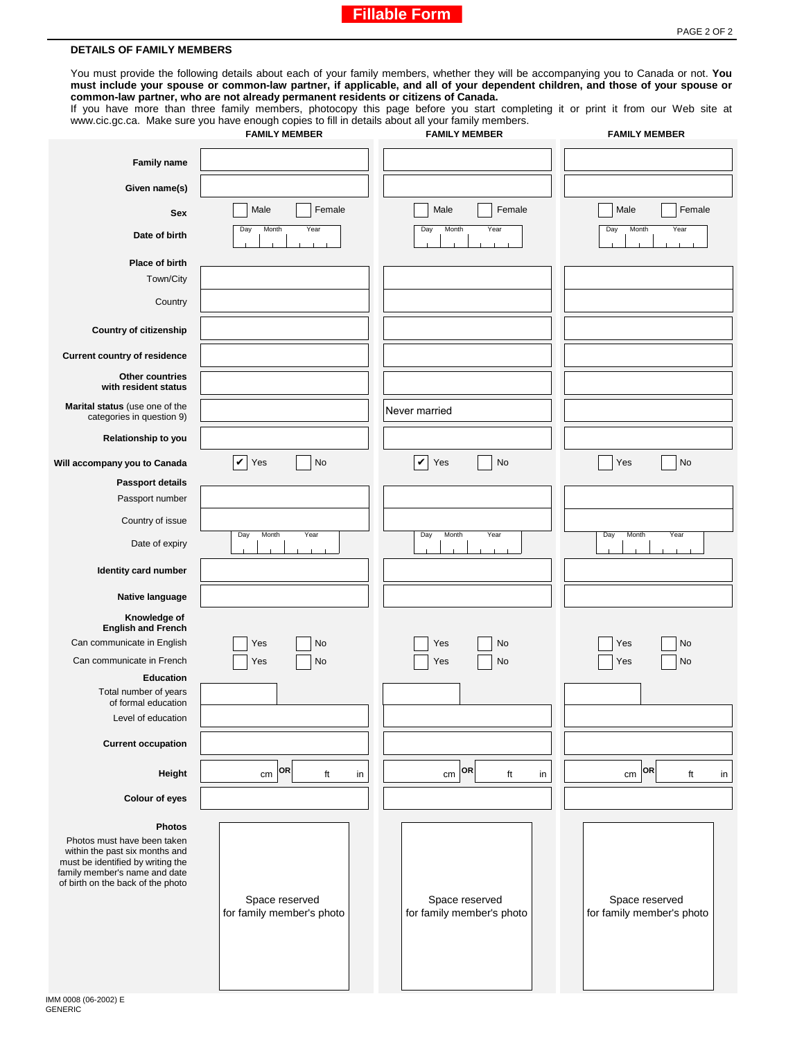Fillable Form

## DETAILS OF FAMILY MEMBERS

You must provide the following details about each of your family members, whether they will be accompanying you to Canada or not. **You must include your spouse or common-law partner, if applicable, and all of your dependent children, and those of your spouse or common-law partner, who are not already permanent residents or citizens of Canada.**

If you have more than three family members, photocopy this page before you start completing it or print it from our Web site at www.cic.gc.ca. Make sure you have enough copies to fill in details about all your family members.

| | FAMILY MEMBER | FAMILY MEMBER | FAMILY MEMBER |
|---|---|---|---|
| **Family name** | | | |
| **Given name(s)** | | | |
| **Sex** | ☐ Male ☐ Female | ☐ Male ☐ Female | ☐ Male ☐ Female |
| **Date of birth** | Day Month Year | Day Month Year | Day Month Year |
| **Place of birth** | | | |
| Town/City | | | |
| Country | | | |
| **Country of citizenship** | | | |
| **Current country of residence** | | | |
| **Other countries with resident status** | | | |
| **Marital status** (use one of the categories in question 9) | | Never married | |
| **Relationship to you** | | | |
| **Will accompany you to Canada** | ☑ Yes ☐ No | ☑ Yes ☐ No | ☐ Yes ☐ No |
| **Passport details** | | | |
| Passport number | | | |
| Country of issue | | | |
| Date of expiry | Day Month Year | Day Month Year | Day Month Year |
| **Identity card number** | | | |
| **Native language** | | | |
| **Knowledge of English and French** | | | |
| Can communicate in English | ☐ Yes ☐ No | ☐ Yes ☐ No | ☐ Yes ☐ No |
| Can communicate in French | ☐ Yes ☐ No | ☐ Yes ☐ No | ☐ Yes ☐ No |
| **Education** | | | |
| Total number of years of formal education | | | |
| Level of education | | | |
| **Current occupation** | | | |
| **Height** | cm OR ft in | cm OR ft in | cm OR ft in |
| **Colour of eyes** | | | |
| **Photos** Photos must have been taken within the past six months and must be identified by writing the family member's name and date of birth on the back of the photo | Space reserved for family member's photo | Space reserved for family member's photo | Space reserved for family member's photo |

IMM 0008 (06-2002) E
GENERIC